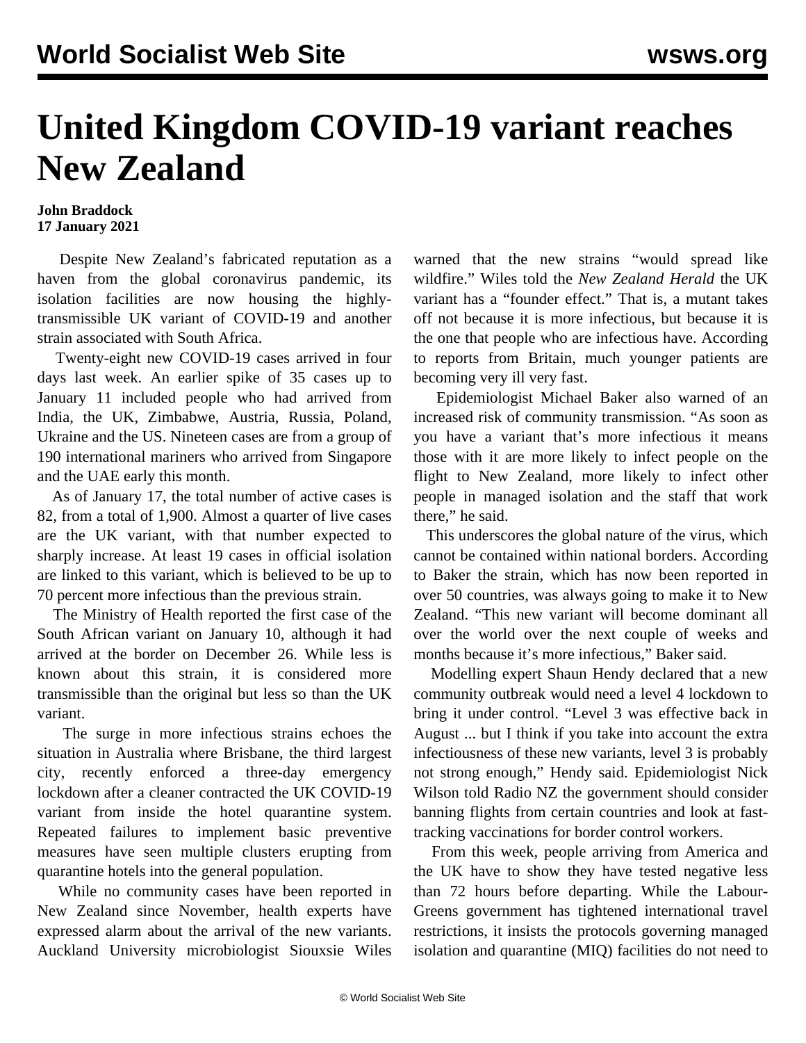# United Kingdom COVID-19 variant reaches New Zealand

**John Braddock**
**17 January 2021**

Despite New Zealand's fabricated reputation as a haven from the global coronavirus pandemic, its isolation facilities are now housing the highly-transmissible UK variant of COVID-19 and another strain associated with South Africa.

Twenty-eight new COVID-19 cases arrived in four days last week. An earlier spike of 35 cases up to January 11 included people who had arrived from India, the UK, Zimbabwe, Austria, Russia, Poland, Ukraine and the US. Nineteen cases are from a group of 190 international mariners who arrived from Singapore and the UAE early this month.

As of January 17, the total number of active cases is 82, from a total of 1,900. Almost a quarter of live cases are the UK variant, with that number expected to sharply increase. At least 19 cases in official isolation are linked to this variant, which is believed to be up to 70 percent more infectious than the previous strain.

The Ministry of Health reported the first case of the South African variant on January 10, although it had arrived at the border on December 26. While less is known about this strain, it is considered more transmissible than the original but less so than the UK variant.

The surge in more infectious strains echoes the situation in Australia where Brisbane, the third largest city, recently enforced a three-day emergency lockdown after a cleaner contracted the UK COVID-19 variant from inside the hotel quarantine system. Repeated failures to implement basic preventive measures have seen multiple clusters erupting from quarantine hotels into the general population.

While no community cases have been reported in New Zealand since November, health experts have expressed alarm about the arrival of the new variants. Auckland University microbiologist Siouxsie Wiles warned that the new strains "would spread like wildfire." Wiles told the *New Zealand Herald* the UK variant has a "founder effect." That is, a mutant takes off not because it is more infectious, but because it is the one that people who are infectious have. According to reports from Britain, much younger patients are becoming very ill very fast.

Epidemiologist Michael Baker also warned of an increased risk of community transmission. "As soon as you have a variant that's more infectious it means those with it are more likely to infect people on the flight to New Zealand, more likely to infect other people in managed isolation and the staff that work there," he said.

This underscores the global nature of the virus, which cannot be contained within national borders. According to Baker the strain, which has now been reported in over 50 countries, was always going to make it to New Zealand. "This new variant will become dominant all over the world over the next couple of weeks and months because it's more infectious," Baker said.

Modelling expert Shaun Hendy declared that a new community outbreak would need a level 4 lockdown to bring it under control. "Level 3 was effective back in August ... but I think if you take into account the extra infectiousness of these new variants, level 3 is probably not strong enough," Hendy said. Epidemiologist Nick Wilson told Radio NZ the government should consider banning flights from certain countries and look at fast-tracking vaccinations for border control workers.

From this week, people arriving from America and the UK have to show they have tested negative less than 72 hours before departing. While the Labour-Greens government has tightened international travel restrictions, it insists the protocols governing managed isolation and quarantine (MIQ) facilities do not need to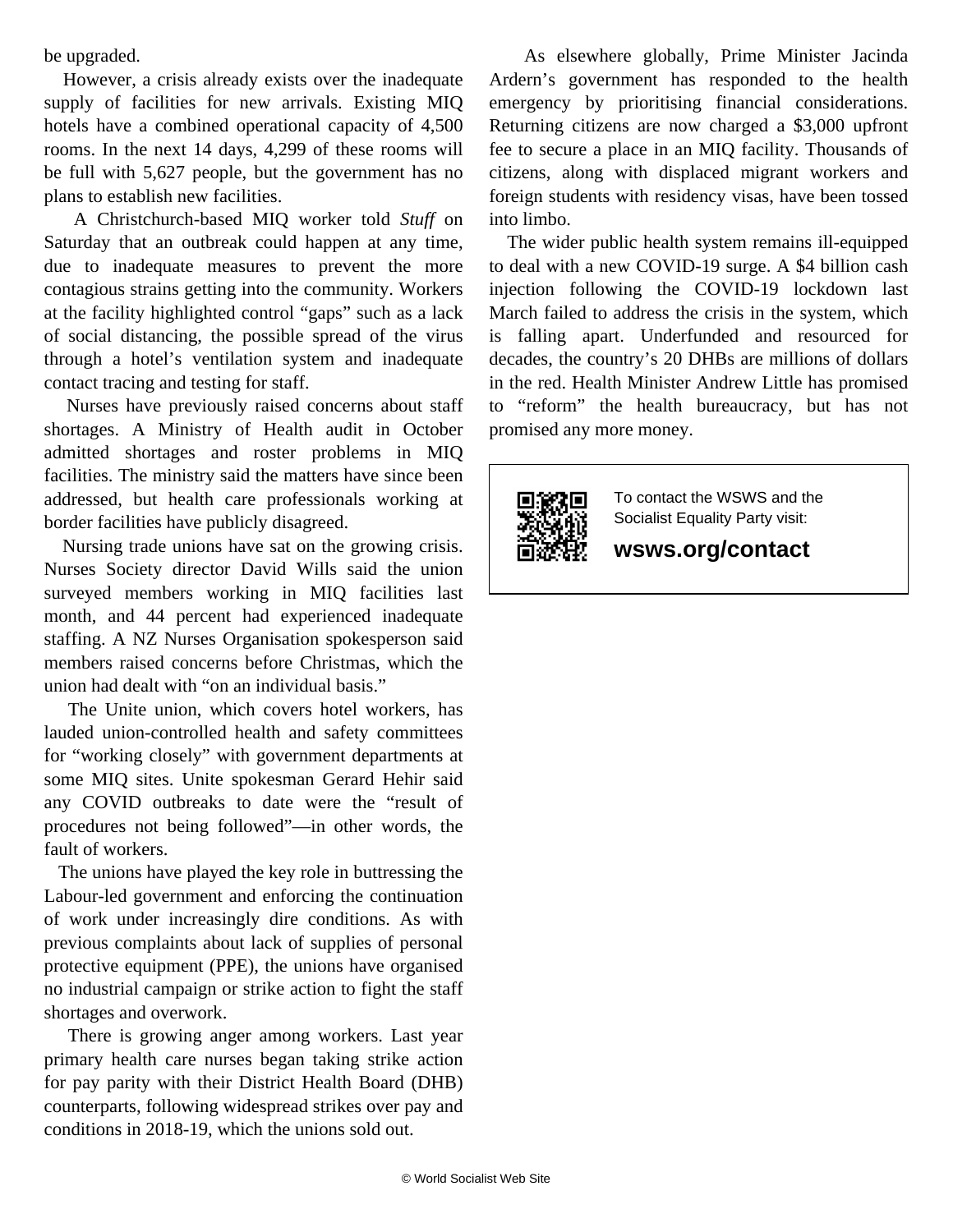be upgraded.

However, a crisis already exists over the inadequate supply of facilities for new arrivals. Existing MIQ hotels have a combined operational capacity of 4,500 rooms. In the next 14 days, 4,299 of these rooms will be full with 5,627 people, but the government has no plans to establish new facilities.

A Christchurch-based MIQ worker told *Stuff* on Saturday that an outbreak could happen at any time, due to inadequate measures to prevent the more contagious strains getting into the community. Workers at the facility highlighted control "gaps" such as a lack of social distancing, the possible spread of the virus through a hotel's ventilation system and inadequate contact tracing and testing for staff.

Nurses have previously raised concerns about staff shortages. A Ministry of Health audit in October admitted shortages and roster problems in MIQ facilities. The ministry said the matters have since been addressed, but health care professionals working at border facilities have publicly disagreed.

Nursing trade unions have sat on the growing crisis. Nurses Society director David Wills said the union surveyed members working in MIQ facilities last month, and 44 percent had experienced inadequate staffing. A NZ Nurses Organisation spokesperson said members raised concerns before Christmas, which the union had dealt with "on an individual basis."

The Unite union, which covers hotel workers, has lauded union-controlled health and safety committees for "working closely" with government departments at some MIQ sites. Unite spokesman Gerard Hehir said any COVID outbreaks to date were the "result of procedures not being followed"—in other words, the fault of workers.

The unions have played the key role in buttressing the Labour-led government and enforcing the continuation of work under increasingly dire conditions. As with previous complaints about lack of supplies of personal protective equipment (PPE), the unions have organised no industrial campaign or strike action to fight the staff shortages and overwork.

There is growing anger among workers. Last year primary health care nurses began taking strike action for pay parity with their District Health Board (DHB) counterparts, following widespread strikes over pay and conditions in 2018-19, which the unions sold out.

As elsewhere globally, Prime Minister Jacinda Ardern's government has responded to the health emergency by prioritising financial considerations. Returning citizens are now charged a $3,000 upfront fee to secure a place in an MIQ facility. Thousands of citizens, along with displaced migrant workers and foreign students with residency visas, have been tossed into limbo.

The wider public health system remains ill-equipped to deal with a new COVID-19 surge. A $4 billion cash injection following the COVID-19 lockdown last March failed to address the crisis in the system, which is falling apart. Underfunded and resourced for decades, the country's 20 DHBs are millions of dollars in the red. Health Minister Andrew Little has promised to "reform" the health bureaucracy, but has not promised any more money.

To contact the WSWS and the Socialist Equality Party visit:

**wsws.org/contact**